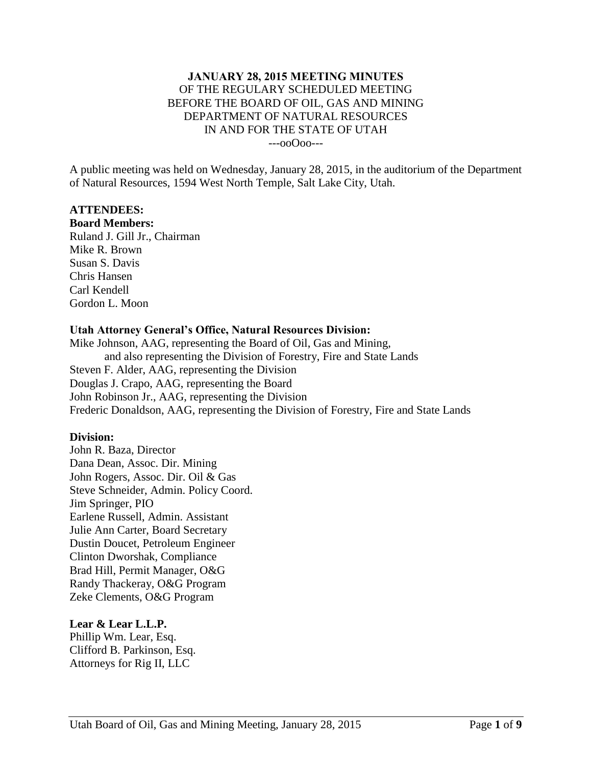**JANUARY 28, 2015 MEETING MINUTES**
OF THE REGULARY SCHEDULED MEETING
BEFORE THE BOARD OF OIL, GAS AND MINING
DEPARTMENT OF NATURAL RESOURCES
IN AND FOR THE STATE OF UTAH
---ooOoo---

A public meeting was held on Wednesday, January 28, 2015, in the auditorium of the Department of Natural Resources, 1594 West North Temple, Salt Lake City, Utah.

**ATTENDEES:**

**Board Members:**
Ruland J. Gill Jr., Chairman
Mike R. Brown
Susan S. Davis
Chris Hansen
Carl Kendell
Gordon L. Moon

**Utah Attorney General's Office, Natural Resources Division:**
Mike Johnson, AAG, representing the Board of Oil, Gas and Mining,
and also representing the Division of Forestry, Fire and State Lands
Steven F. Alder, AAG, representing the Division
Douglas J. Crapo, AAG, representing the Board
John Robinson Jr., AAG, representing the Division
Frederic Donaldson, AAG, representing the Division of Forestry, Fire and State Lands

**Division:**
John R. Baza, Director
Dana Dean, Assoc. Dir. Mining
John Rogers, Assoc. Dir. Oil & Gas
Steve Schneider, Admin. Policy Coord.
Jim Springer, PIO
Earlene Russell, Admin. Assistant
Julie Ann Carter, Board Secretary
Dustin Doucet, Petroleum Engineer
Clinton Dworshak, Compliance
Brad Hill, Permit Manager, O&G
Randy Thackeray, O&G Program
Zeke Clements, O&G Program

**Lear & Lear L.L.P.**
Phillip Wm. Lear, Esq.
Clifford B. Parkinson, Esq.
Attorneys for Rig II, LLC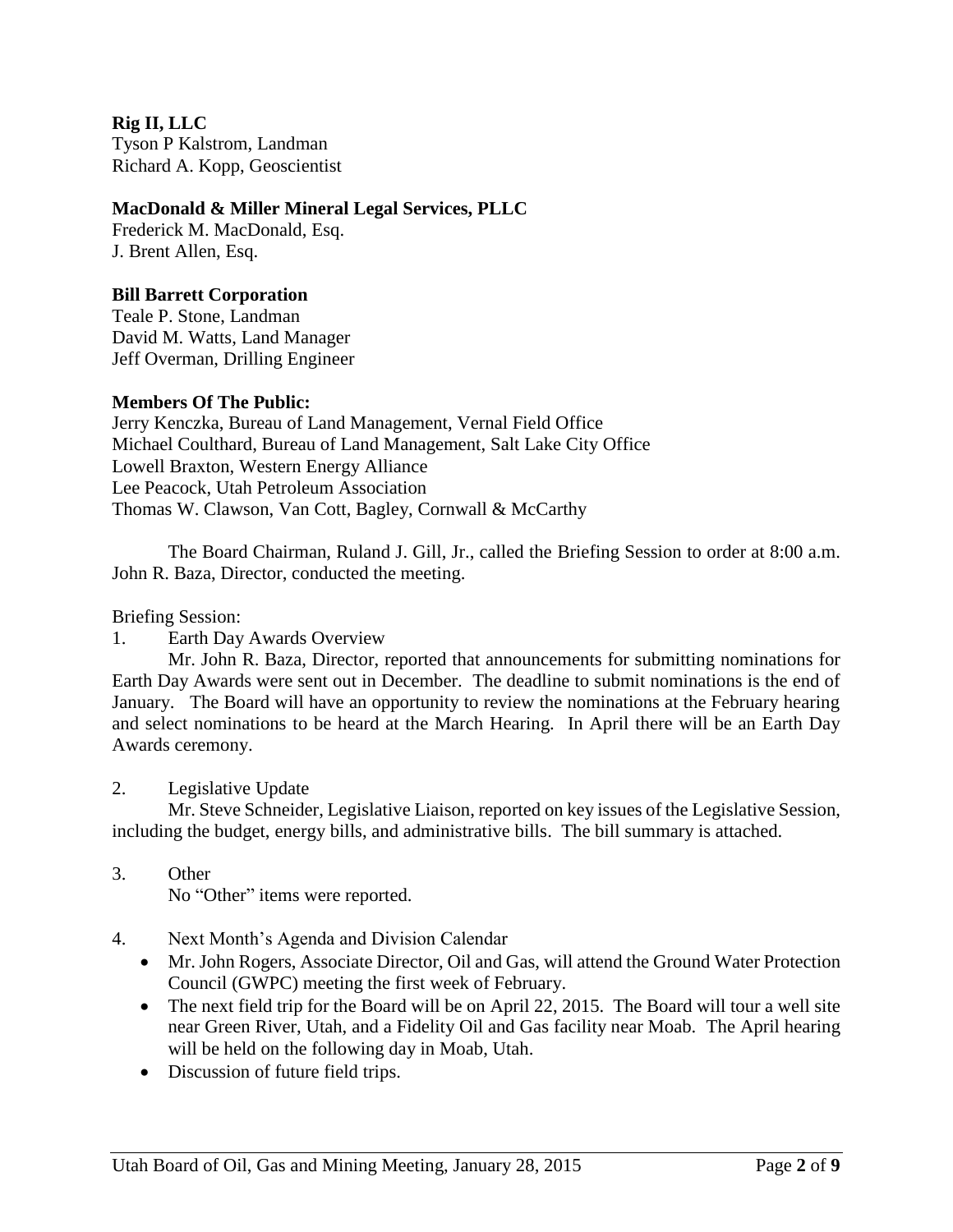**Rig II, LLC**
Tyson P Kalstrom, Landman
Richard A. Kopp, Geoscientist

**MacDonald & Miller Mineral Legal Services, PLLC**
Frederick M. MacDonald, Esq.
J. Brent Allen, Esq.

**Bill Barrett Corporation**
Teale P. Stone, Landman
David M. Watts, Land Manager
Jeff Overman, Drilling Engineer

**Members Of The Public:**
Jerry Kenczka, Bureau of Land Management, Vernal Field Office
Michael Coulthard, Bureau of Land Management, Salt Lake City Office
Lowell Braxton, Western Energy Alliance
Lee Peacock, Utah Petroleum Association
Thomas W. Clawson, Van Cott, Bagley, Cornwall & McCarthy

The Board Chairman, Ruland J. Gill, Jr., called the Briefing Session to order at 8:00 a.m. John R. Baza, Director, conducted the meeting.

Briefing Session:

1. Earth Day Awards Overview

   Mr. John R. Baza, Director, reported that announcements for submitting nominations for Earth Day Awards were sent out in December. The deadline to submit nominations is the end of January. The Board will have an opportunity to review the nominations at the February hearing and select nominations to be heard at the March Hearing. In April there will be an Earth Day Awards ceremony.

2. Legislative Update

   Mr. Steve Schneider, Legislative Liaison, reported on key issues of the Legislative Session, including the budget, energy bills, and administrative bills. The bill summary is attached.

3. Other

   No "Other" items were reported.

4. Next Month's Agenda and Division Calendar
   - Mr. John Rogers, Associate Director, Oil and Gas, will attend the Ground Water Protection Council (GWPC) meeting the first week of February.
   - The next field trip for the Board will be on April 22, 2015. The Board will tour a well site near Green River, Utah, and a Fidelity Oil and Gas facility near Moab. The April hearing will be held on the following day in Moab, Utah.
   - Discussion of future field trips.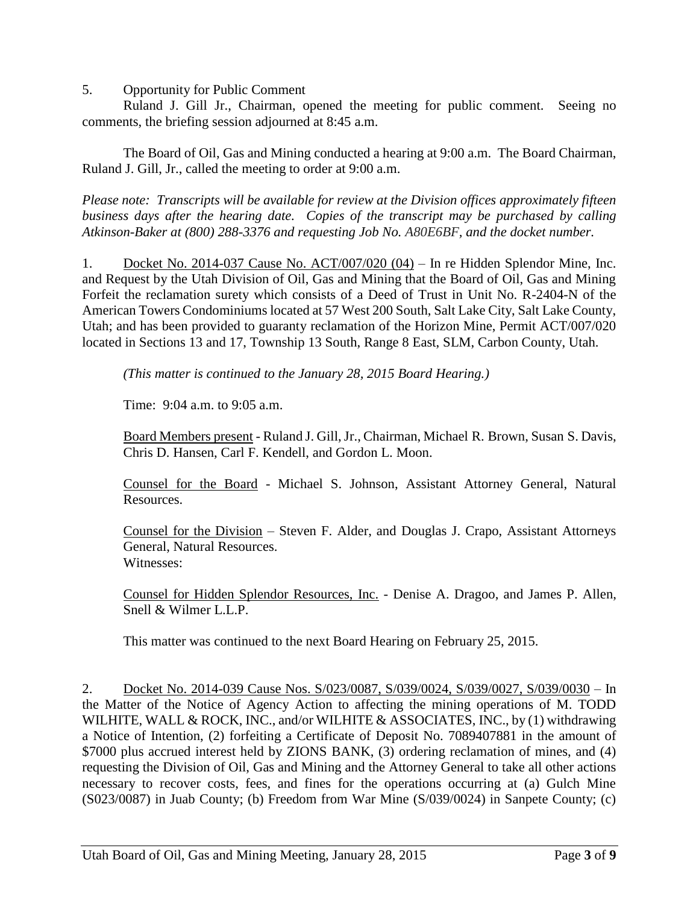5. Opportunity for Public Comment

Ruland J. Gill Jr., Chairman, opened the meeting for public comment. Seeing no comments, the briefing session adjourned at 8:45 a.m.

The Board of Oil, Gas and Mining conducted a hearing at 9:00 a.m. The Board Chairman, Ruland J. Gill, Jr., called the meeting to order at 9:00 a.m.

*Please note: Transcripts will be available for review at the Division offices approximately fifteen business days after the hearing date. Copies of the transcript may be purchased by calling Atkinson-Baker at (800) 288-3376 and requesting Job No. A80E6BF, and the docket number.*

1. Docket No. 2014-037 Cause No. ACT/007/020 (04) – In re Hidden Splendor Mine, Inc. and Request by the Utah Division of Oil, Gas and Mining that the Board of Oil, Gas and Mining Forfeit the reclamation surety which consists of a Deed of Trust in Unit No. R-2404-N of the American Towers Condominiums located at 57 West 200 South, Salt Lake City, Salt Lake County, Utah; and has been provided to guaranty reclamation of the Horizon Mine, Permit ACT/007/020 located in Sections 13 and 17, Township 13 South, Range 8 East, SLM, Carbon County, Utah.

   *(This matter is continued to the January 28, 2015 Board Hearing.)*

   Time: 9:04 a.m. to 9:05 a.m.

   Board Members present - Ruland J. Gill, Jr., Chairman, Michael R. Brown, Susan S. Davis, Chris D. Hansen, Carl F. Kendell, and Gordon L. Moon.

   Counsel for the Board - Michael S. Johnson, Assistant Attorney General, Natural Resources.

   Counsel for the Division – Steven F. Alder, and Douglas J. Crapo, Assistant Attorneys General, Natural Resources.
   Witnesses:

   Counsel for Hidden Splendor Resources, Inc. - Denise A. Dragoo, and James P. Allen, Snell & Wilmer L.L.P.

   This matter was continued to the next Board Hearing on February 25, 2015.

2. Docket No. 2014-039 Cause Nos. S/023/0087, S/039/0024, S/039/0027, S/039/0030 – In the Matter of the Notice of Agency Action to affecting the mining operations of M. TODD WILHITE, WALL & ROCK, INC., and/or WILHITE & ASSOCIATES, INC., by (1) withdrawing a Notice of Intention, (2) forfeiting a Certificate of Deposit No. 7089407881 in the amount of $7000 plus accrued interest held by ZIONS BANK, (3) ordering reclamation of mines, and (4) requesting the Division of Oil, Gas and Mining and the Attorney General to take all other actions necessary to recover costs, fees, and fines for the operations occurring at (a) Gulch Mine (S023/0087) in Juab County; (b) Freedom from War Mine (S/039/0024) in Sanpete County; (c)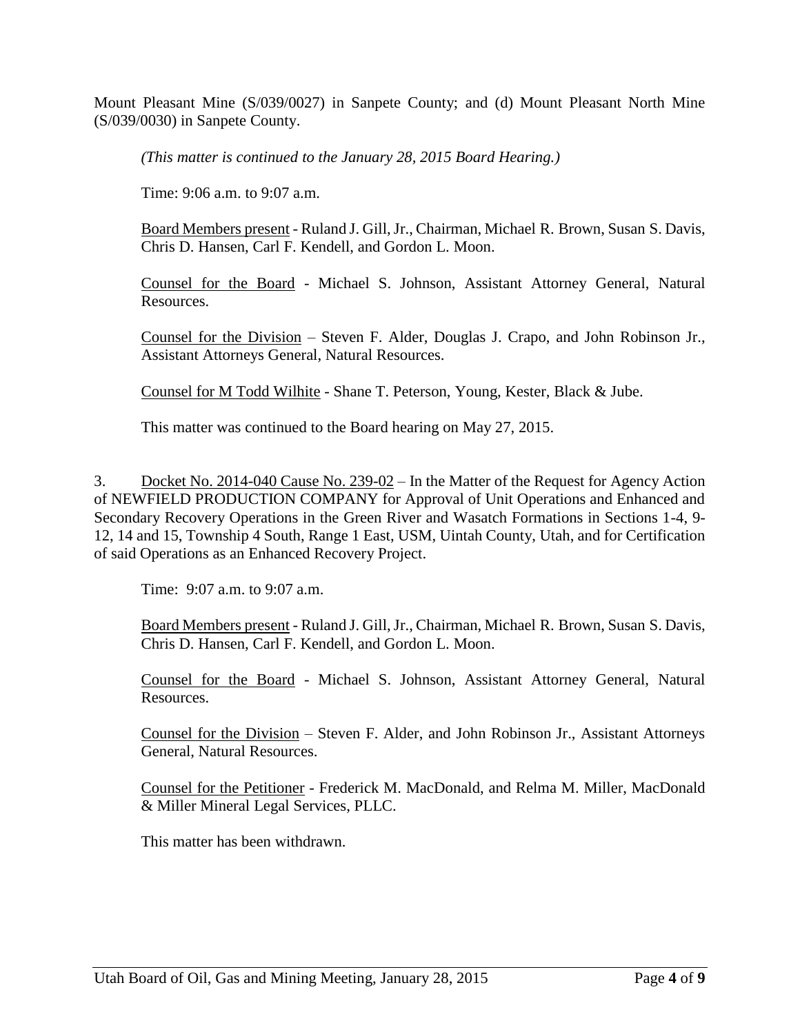Mount Pleasant Mine (S/039/0027) in Sanpete County; and (d) Mount Pleasant North Mine (S/039/0030) in Sanpete County.

*(This matter is continued to the January 28, 2015 Board Hearing.)*

Time: 9:06 a.m. to 9:07 a.m.

Board Members present - Ruland J. Gill, Jr., Chairman, Michael R. Brown, Susan S. Davis, Chris D. Hansen, Carl F. Kendell, and Gordon L. Moon.

Counsel for the Board - Michael S. Johnson, Assistant Attorney General, Natural Resources.

Counsel for the Division – Steven F. Alder, Douglas J. Crapo, and John Robinson Jr., Assistant Attorneys General, Natural Resources.

Counsel for M Todd Wilhite - Shane T. Peterson, Young, Kester, Black & Jube.

This matter was continued to the Board hearing on May 27, 2015.

3. Docket No. 2014-040 Cause No. 239-02 – In the Matter of the Request for Agency Action of NEWFIELD PRODUCTION COMPANY for Approval of Unit Operations and Enhanced and Secondary Recovery Operations in the Green River and Wasatch Formations in Sections 1-4, 9-12, 14 and 15, Township 4 South, Range 1 East, USM, Uintah County, Utah, and for Certification of said Operations as an Enhanced Recovery Project.

Time: 9:07 a.m. to 9:07 a.m.

Board Members present - Ruland J. Gill, Jr., Chairman, Michael R. Brown, Susan S. Davis, Chris D. Hansen, Carl F. Kendell, and Gordon L. Moon.

Counsel for the Board - Michael S. Johnson, Assistant Attorney General, Natural Resources.

Counsel for the Division – Steven F. Alder, and John Robinson Jr., Assistant Attorneys General, Natural Resources.

Counsel for the Petitioner - Frederick M. MacDonald, and Relma M. Miller, MacDonald & Miller Mineral Legal Services, PLLC.

This matter has been withdrawn.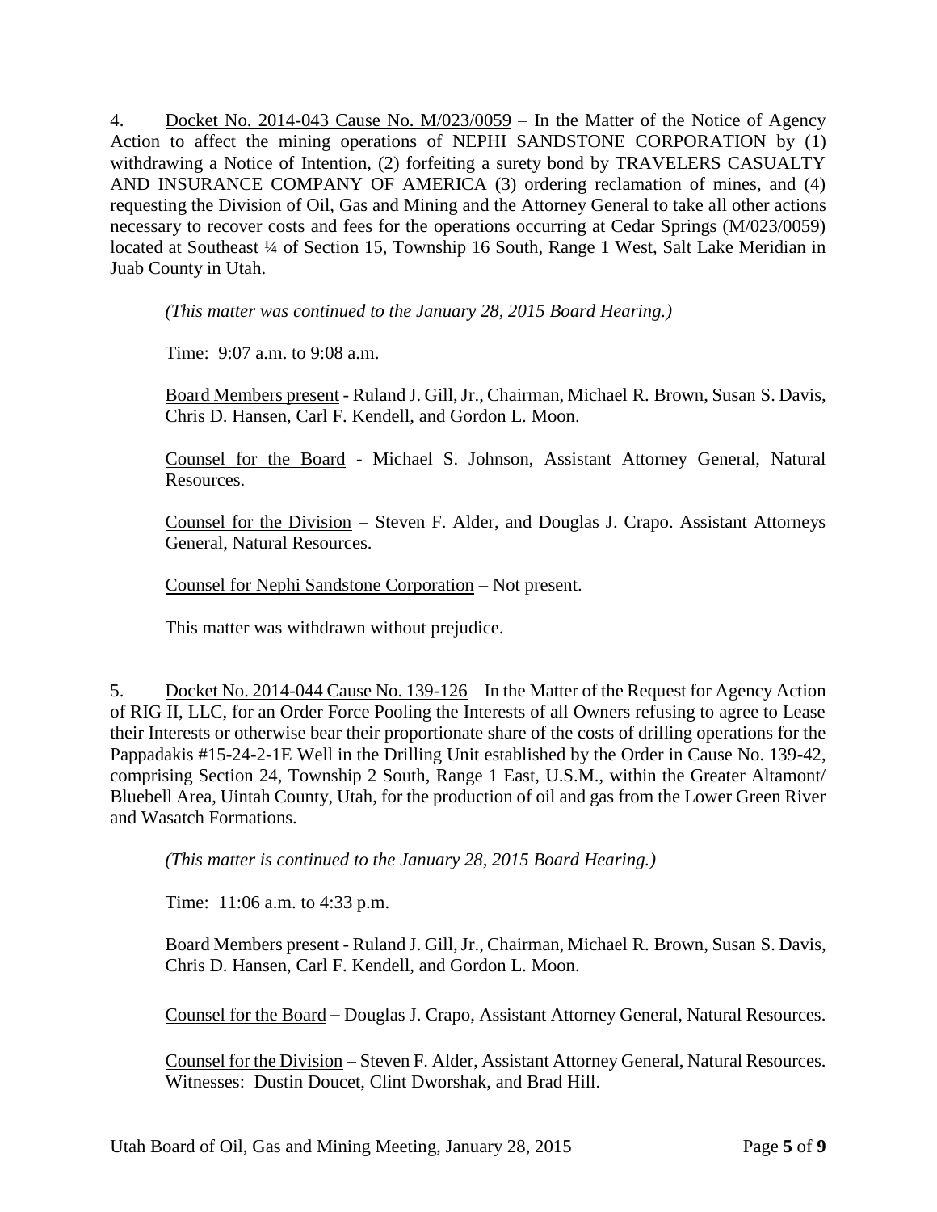4. Docket No. 2014-043 Cause No. M/023/0059 – In the Matter of the Notice of Agency Action to affect the mining operations of NEPHI SANDSTONE CORPORATION by (1) withdrawing a Notice of Intention, (2) forfeiting a surety bond by TRAVELERS CASUALTY AND INSURANCE COMPANY OF AMERICA (3) ordering reclamation of mines, and (4) requesting the Division of Oil, Gas and Mining and the Attorney General to take all other actions necessary to recover costs and fees for the operations occurring at Cedar Springs (M/023/0059) located at Southeast ¼ of Section 15, Township 16 South, Range 1 West, Salt Lake Meridian in Juab County in Utah.

*(This matter was continued to the January 28, 2015 Board Hearing.)*

Time: 9:07 a.m. to 9:08 a.m.

Board Members present - Ruland J. Gill, Jr., Chairman, Michael R. Brown, Susan S. Davis, Chris D. Hansen, Carl F. Kendell, and Gordon L. Moon.

Counsel for the Board - Michael S. Johnson, Assistant Attorney General, Natural Resources.

Counsel for the Division – Steven F. Alder, and Douglas J. Crapo. Assistant Attorneys General, Natural Resources.

Counsel for Nephi Sandstone Corporation – Not present.

This matter was withdrawn without prejudice.

5. Docket No. 2014-044 Cause No. 139-126 – In the Matter of the Request for Agency Action of RIG II, LLC, for an Order Force Pooling the Interests of all Owners refusing to agree to Lease their Interests or otherwise bear their proportionate share of the costs of drilling operations for the Pappadakis #15-24-2-1E Well in the Drilling Unit established by the Order in Cause No. 139-42, comprising Section 24, Township 2 South, Range 1 East, U.S.M., within the Greater Altamont/ Bluebell Area, Uintah County, Utah, for the production of oil and gas from the Lower Green River and Wasatch Formations.

*(This matter is continued to the January 28, 2015 Board Hearing.)*

Time: 11:06 a.m. to 4:33 p.m.

Board Members present - Ruland J. Gill, Jr., Chairman, Michael R. Brown, Susan S. Davis, Chris D. Hansen, Carl F. Kendell, and Gordon L. Moon.

Counsel for the Board – Douglas J. Crapo, Assistant Attorney General, Natural Resources.

Counsel for the Division – Steven F. Alder, Assistant Attorney General, Natural Resources. Witnesses: Dustin Doucet, Clint Dworshak, and Brad Hill.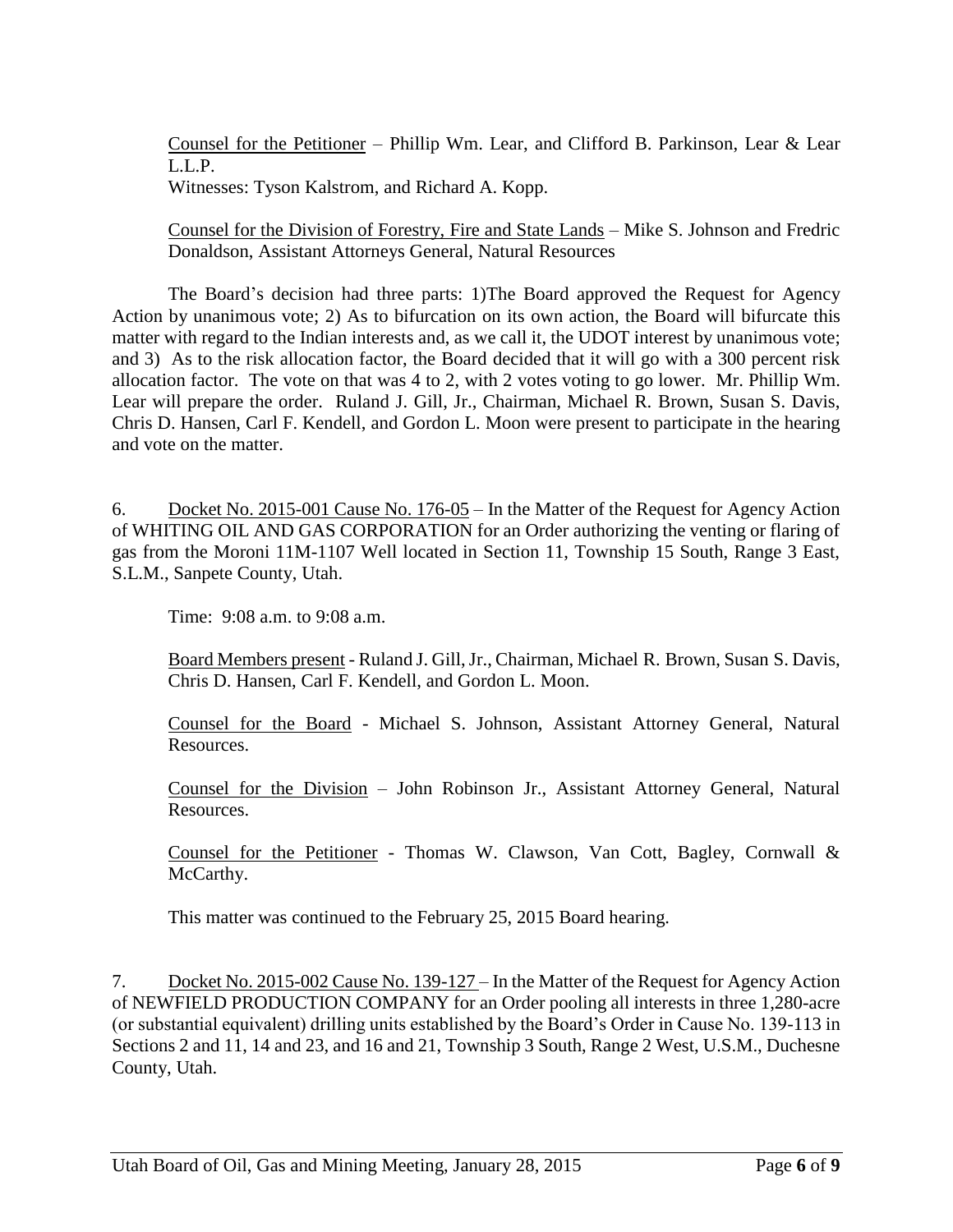Counsel for the Petitioner – Phillip Wm. Lear, and Clifford B. Parkinson, Lear & Lear L.L.P.
Witnesses: Tyson Kalstrom, and Richard A. Kopp.

Counsel for the Division of Forestry, Fire and State Lands – Mike S. Johnson and Fredric Donaldson, Assistant Attorneys General, Natural Resources

The Board's decision had three parts: 1)The Board approved the Request for Agency Action by unanimous vote; 2) As to bifurcation on its own action, the Board will bifurcate this matter with regard to the Indian interests and, as we call it, the UDOT interest by unanimous vote; and 3) As to the risk allocation factor, the Board decided that it will go with a 300 percent risk allocation factor. The vote on that was 4 to 2, with 2 votes voting to go lower. Mr. Phillip Wm. Lear will prepare the order. Ruland J. Gill, Jr., Chairman, Michael R. Brown, Susan S. Davis, Chris D. Hansen, Carl F. Kendell, and Gordon L. Moon were present to participate in the hearing and vote on the matter.

6. Docket No. 2015-001 Cause No. 176-05 – In the Matter of the Request for Agency Action of WHITING OIL AND GAS CORPORATION for an Order authorizing the venting or flaring of gas from the Moroni 11M-1107 Well located in Section 11, Township 15 South, Range 3 East, S.L.M., Sanpete County, Utah.

Time: 9:08 a.m. to 9:08 a.m.

Board Members present - Ruland J. Gill, Jr., Chairman, Michael R. Brown, Susan S. Davis, Chris D. Hansen, Carl F. Kendell, and Gordon L. Moon.

Counsel for the Board - Michael S. Johnson, Assistant Attorney General, Natural Resources.

Counsel for the Division – John Robinson Jr., Assistant Attorney General, Natural Resources.

Counsel for the Petitioner - Thomas W. Clawson, Van Cott, Bagley, Cornwall & McCarthy.

This matter was continued to the February 25, 2015 Board hearing.

7. Docket No. 2015-002 Cause No. 139-127 – In the Matter of the Request for Agency Action of NEWFIELD PRODUCTION COMPANY for an Order pooling all interests in three 1,280-acre (or substantial equivalent) drilling units established by the Board's Order in Cause No. 139-113 in Sections 2 and 11, 14 and 23, and 16 and 21, Township 3 South, Range 2 West, U.S.M., Duchesne County, Utah.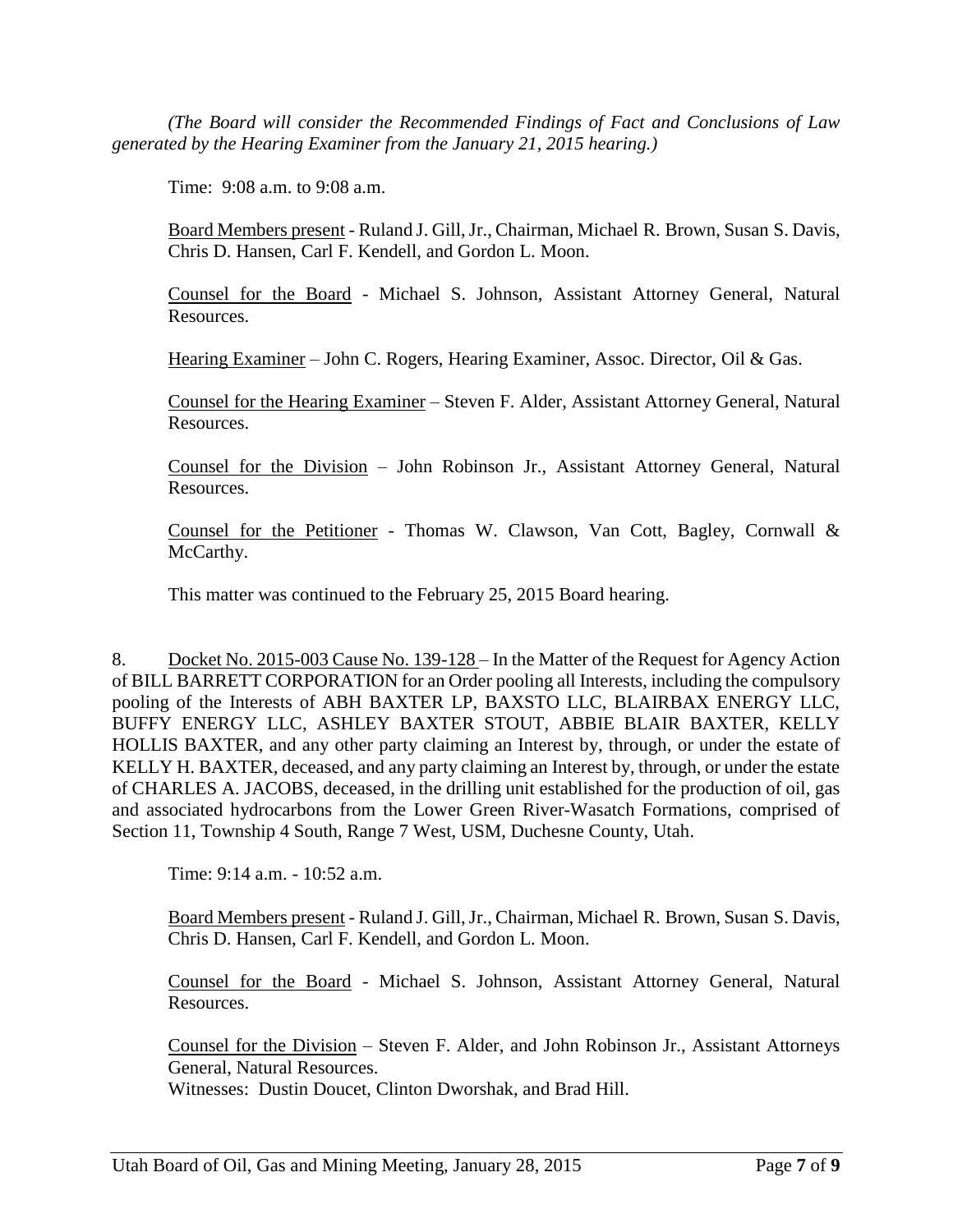*(The Board will consider the Recommended Findings of Fact and Conclusions of Law generated by the Hearing Examiner from the January 21, 2015 hearing.)*

Time: 9:08 a.m. to 9:08 a.m.

Board Members present - Ruland J. Gill, Jr., Chairman, Michael R. Brown, Susan S. Davis, Chris D. Hansen, Carl F. Kendell, and Gordon L. Moon.

Counsel for the Board - Michael S. Johnson, Assistant Attorney General, Natural Resources.

Hearing Examiner – John C. Rogers, Hearing Examiner, Assoc. Director, Oil & Gas.

Counsel for the Hearing Examiner – Steven F. Alder, Assistant Attorney General, Natural Resources.

Counsel for the Division – John Robinson Jr., Assistant Attorney General, Natural Resources.

Counsel for the Petitioner - Thomas W. Clawson, Van Cott, Bagley, Cornwall & McCarthy.

This matter was continued to the February 25, 2015 Board hearing.

8. Docket No. 2015-003 Cause No. 139-128 – In the Matter of the Request for Agency Action of BILL BARRETT CORPORATION for an Order pooling all Interests, including the compulsory pooling of the Interests of ABH BAXTER LP, BAXSTO LLC, BLAIRBAX ENERGY LLC, BUFFY ENERGY LLC, ASHLEY BAXTER STOUT, ABBIE BLAIR BAXTER, KELLY HOLLIS BAXTER, and any other party claiming an Interest by, through, or under the estate of KELLY H. BAXTER, deceased, and any party claiming an Interest by, through, or under the estate of CHARLES A. JACOBS, deceased, in the drilling unit established for the production of oil, gas and associated hydrocarbons from the Lower Green River-Wasatch Formations, comprised of Section 11, Township 4 South, Range 7 West, USM, Duchesne County, Utah.

Time: 9:14 a.m. - 10:52 a.m.

Board Members present - Ruland J. Gill, Jr., Chairman, Michael R. Brown, Susan S. Davis, Chris D. Hansen, Carl F. Kendell, and Gordon L. Moon.

Counsel for the Board - Michael S. Johnson, Assistant Attorney General, Natural Resources.

Counsel for the Division – Steven F. Alder, and John Robinson Jr., Assistant Attorneys General, Natural Resources.
Witnesses: Dustin Doucet, Clinton Dworshak, and Brad Hill.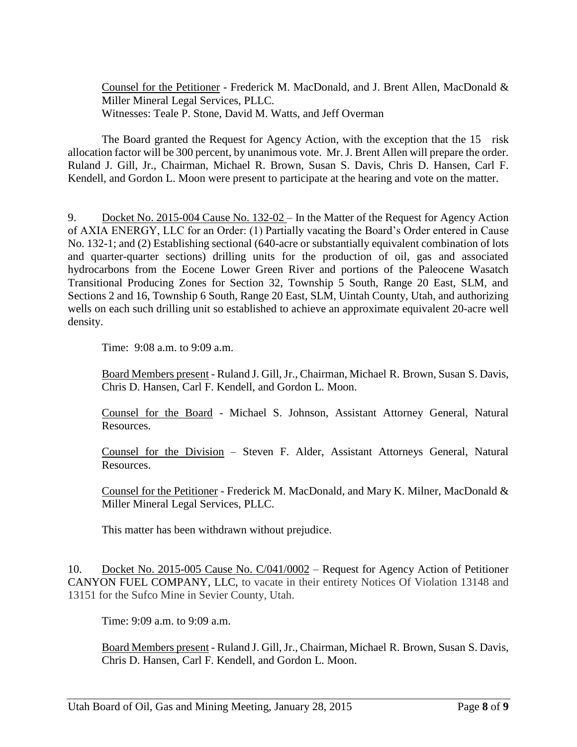Counsel for the Petitioner - Frederick M. MacDonald, and J. Brent Allen, MacDonald & Miller Mineral Legal Services, PLLC.
Witnesses: Teale P. Stone, David M. Watts, and Jeff Overman

The Board granted the Request for Agency Action, with the exception that the 15 risk allocation factor will be 300 percent, by unanimous vote. Mr. J. Brent Allen will prepare the order. Ruland J. Gill, Jr., Chairman, Michael R. Brown, Susan S. Davis, Chris D. Hansen, Carl F. Kendell, and Gordon L. Moon were present to participate at the hearing and vote on the matter.

9. Docket No. 2015-004 Cause No. 132-02 – In the Matter of the Request for Agency Action of AXIA ENERGY, LLC for an Order: (1) Partially vacating the Board's Order entered in Cause No. 132-1; and (2) Establishing sectional (640-acre or substantially equivalent combination of lots and quarter-quarter sections) drilling units for the production of oil, gas and associated hydrocarbons from the Eocene Lower Green River and portions of the Paleocene Wasatch Transitional Producing Zones for Section 32, Township 5 South, Range 20 East, SLM, and Sections 2 and 16, Township 6 South, Range 20 East, SLM, Uintah County, Utah, and authorizing wells on each such drilling unit so established to achieve an approximate equivalent 20-acre well density.

Time: 9:08 a.m. to 9:09 a.m.

Board Members present - Ruland J. Gill, Jr., Chairman, Michael R. Brown, Susan S. Davis, Chris D. Hansen, Carl F. Kendell, and Gordon L. Moon.

Counsel for the Board - Michael S. Johnson, Assistant Attorney General, Natural Resources.

Counsel for the Division – Steven F. Alder, Assistant Attorneys General, Natural Resources.

Counsel for the Petitioner - Frederick M. MacDonald, and Mary K. Milner, MacDonald & Miller Mineral Legal Services, PLLC.

This matter has been withdrawn without prejudice.

10. Docket No. 2015-005 Cause No. C/041/0002 – Request for Agency Action of Petitioner CANYON FUEL COMPANY, LLC, to vacate in their entirety Notices Of Violation 13148 and 13151 for the Sufco Mine in Sevier County, Utah.

Time: 9:09 a.m. to 9:09 a.m.

Board Members present - Ruland J. Gill, Jr., Chairman, Michael R. Brown, Susan S. Davis, Chris D. Hansen, Carl F. Kendell, and Gordon L. Moon.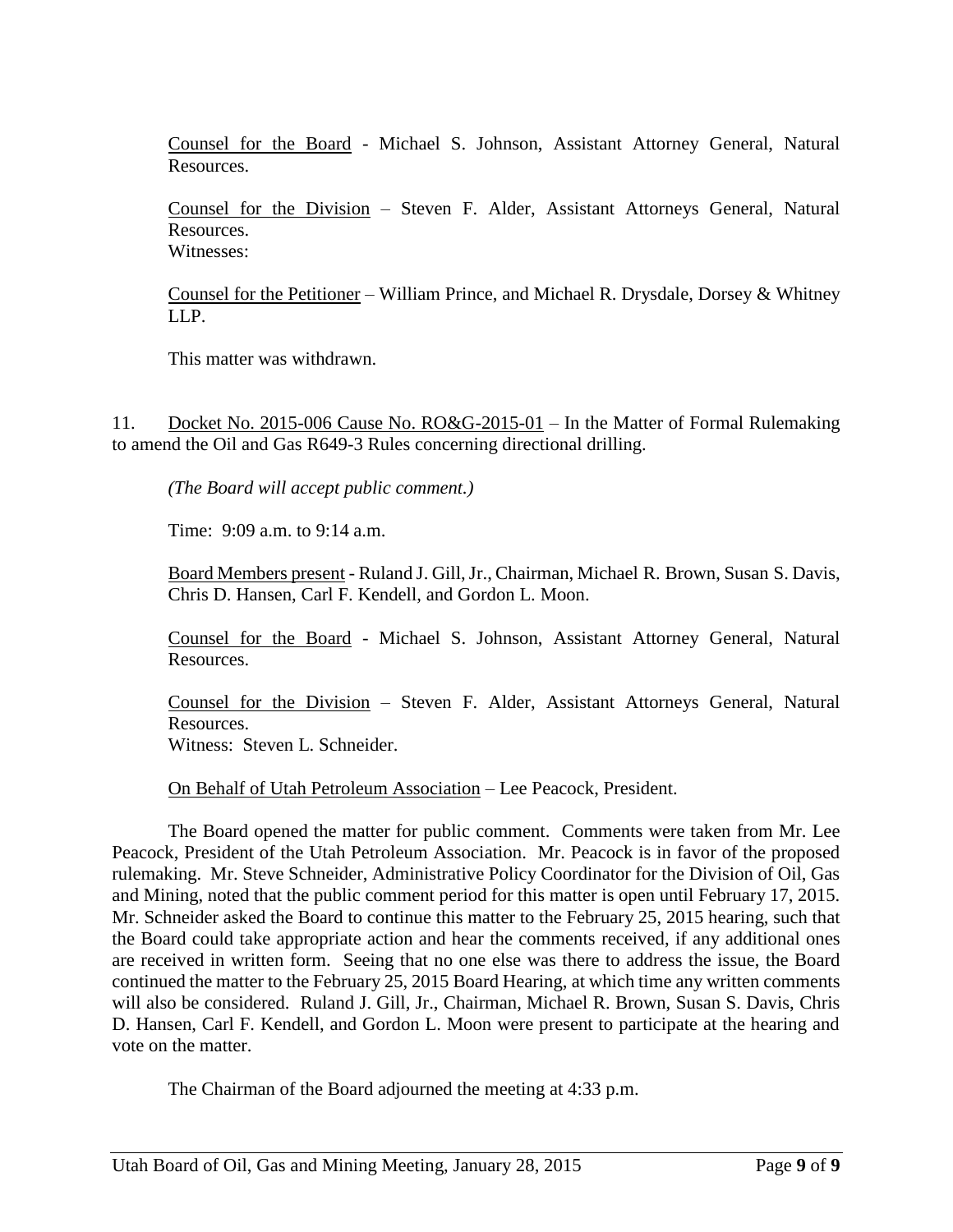Counsel for the Board - Michael S. Johnson, Assistant Attorney General, Natural Resources.

Counsel for the Division – Steven F. Alder, Assistant Attorneys General, Natural Resources.
Witnesses:

Counsel for the Petitioner – William Prince, and Michael R. Drysdale, Dorsey & Whitney LLP.

This matter was withdrawn.

11. Docket No. 2015-006 Cause No. RO&G-2015-01 – In the Matter of Formal Rulemaking to amend the Oil and Gas R649-3 Rules concerning directional drilling.

*(The Board will accept public comment.)*

Time: 9:09 a.m. to 9:14 a.m.

Board Members present - Ruland J. Gill, Jr., Chairman, Michael R. Brown, Susan S. Davis, Chris D. Hansen, Carl F. Kendell, and Gordon L. Moon.

Counsel for the Board - Michael S. Johnson, Assistant Attorney General, Natural Resources.

Counsel for the Division – Steven F. Alder, Assistant Attorneys General, Natural Resources.
Witness: Steven L. Schneider.

On Behalf of Utah Petroleum Association – Lee Peacock, President.

The Board opened the matter for public comment. Comments were taken from Mr. Lee Peacock, President of the Utah Petroleum Association. Mr. Peacock is in favor of the proposed rulemaking. Mr. Steve Schneider, Administrative Policy Coordinator for the Division of Oil, Gas and Mining, noted that the public comment period for this matter is open until February 17, 2015. Mr. Schneider asked the Board to continue this matter to the February 25, 2015 hearing, such that the Board could take appropriate action and hear the comments received, if any additional ones are received in written form. Seeing that no one else was there to address the issue, the Board continued the matter to the February 25, 2015 Board Hearing, at which time any written comments will also be considered. Ruland J. Gill, Jr., Chairman, Michael R. Brown, Susan S. Davis, Chris D. Hansen, Carl F. Kendell, and Gordon L. Moon were present to participate at the hearing and vote on the matter.

The Chairman of the Board adjourned the meeting at 4:33 p.m.